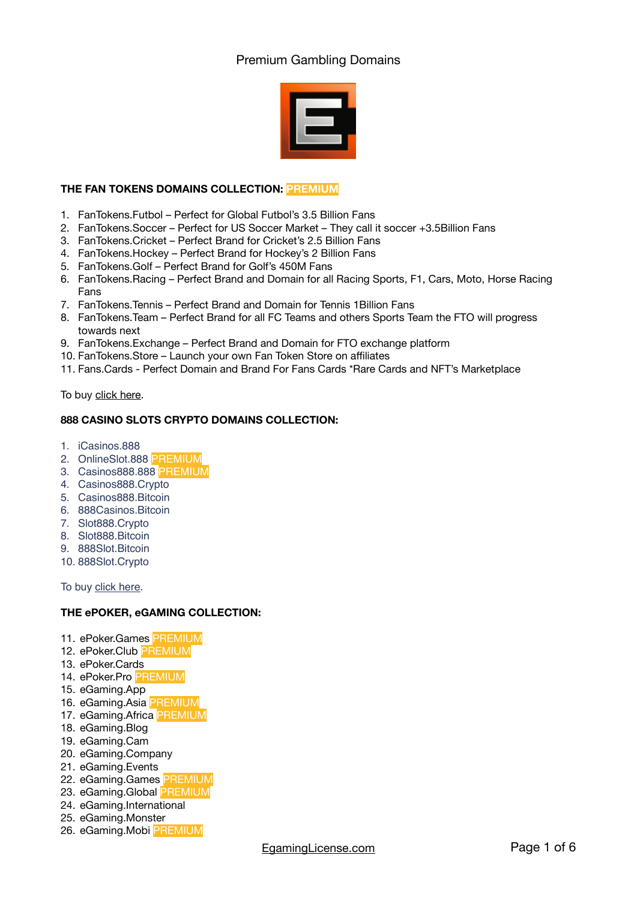Premium Gambling Domains

**THE FAN TOKENS DOMAINS COLLECTION: PREMIUM**

1. FanTokens.Futbol – Perfect for Global Futbol's 3.5 Billion Fans
2. FanTokens.Soccer – Perfect for US Soccer Market – They call it soccer +3.5Billion Fans
3. FanTokens.Cricket – Perfect Brand for Cricket's 2.5 Billion Fans
4. FanTokens.Hockey – Perfect Brand for Hockey's 2 Billion Fans
5. FanTokens.Golf – Perfect Brand for Golf's 450M Fans
6. FanTokens.Racing – Perfect Brand and Domain for all Racing Sports, F1, Cars, Moto, Horse Racing Fans
7. FanTokens.Tennis – Perfect Brand and Domain for Tennis 1Billion Fans
8. FanTokens.Team – Perfect Brand for all FC Teams and others Sports Team the FTO will progress towards next
9. FanTokens.Exchange – Perfect Brand and Domain for FTO exchange platform
10. FanTokens.Store – Launch your own Fan Token Store on affiliates
11. Fans.Cards - Perfect Domain and Brand For Fans Cards *Rare Cards and NFT's Marketplace

To buy click here.

**888 CASINO SLOTS CRYPTO DOMAINS COLLECTION:**

1. iCasinos.888
2. OnlineSlot.888 PREMIUM
3. Casinos888.888 PREMIUM
4. Casinos888.Crypto
5. Casinos888.Bitcoin
6. 888Casinos.Bitcoin
7. Slot888.Crypto
8. Slot888.Bitcoin
9. 888Slot.Bitcoin
10. 888Slot.Crypto

To buy click here.

**THE ePOKER, eGAMING COLLECTION:**

11. ePoker.Games PREMIUM
12. ePoker.Club PREMIUM
13. ePoker.Cards
14. ePoker.Pro PREMIUM
15. eGaming.App
16. eGaming.Asia PREMIUM
17. eGaming.Africa PREMIUM
18. eGaming.Blog
19. eGaming.Cam
20. eGaming.Company
21. eGaming.Events
22. eGaming.Games PREMIUM
23. eGaming.Global PREMIUM
24. eGaming.International
25. eGaming.Monster
26. eGaming.Mobi PREMIUM

EgamingLicense.com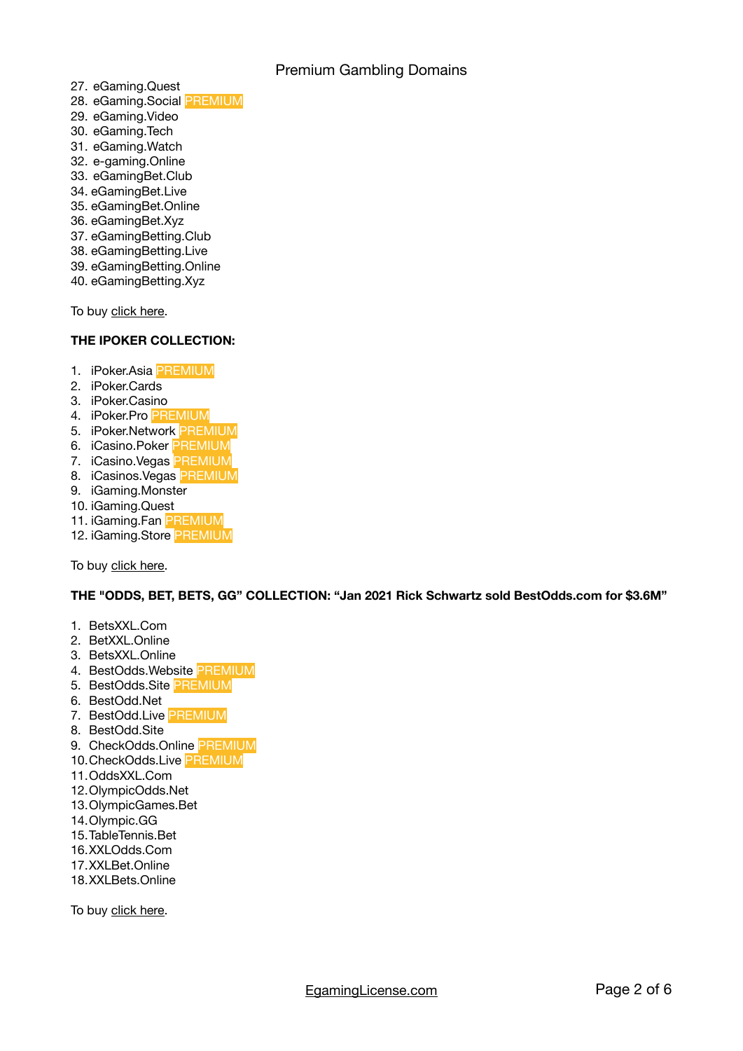27. eGaming.Quest
28. eGaming.Social PREMIUM
29. eGaming.Video
30. eGaming.Tech
31. eGaming.Watch
32. e-gaming.Online
33. eGamingBet.Club
34. eGamingBet.Live
35. eGamingBet.Online
36. eGamingBet.Xyz
37. eGamingBetting.Club
38. eGamingBetting.Live
39. eGamingBetting.Online
40. eGamingBetting.Xyz

To buy click here.

**THE IPOKER COLLECTION:**

1. iPoker.Asia PREMIUM
2. iPoker.Cards
3. iPoker.Casino
4. iPoker.Pro PREMIUM
5. iPoker.Network PREMIUM
6. iCasino.Poker PREMIUM
7. iCasino.Vegas PREMIUM
8. iCasinos.Vegas PREMIUM
9. iGaming.Monster
10. iGaming.Quest
11. iGaming.Fan PREMIUM
12. iGaming.Store PREMIUM

To buy click here.

**THE "ODDS, BET, BETS, GG" COLLECTION: "Jan 2021 Rick Schwartz sold BestOdds.com for $3.6M"**

1. BetsXXL.Com
2. BetXXL.Online
3. BetsXXL.Online
4. BestOdds.Website PREMIUM
5. BestOdds.Site PREMIUM
6. BestOdd.Net
7. BestOdd.Live PREMIUM
8. BestOdd.Site
9. CheckOdds.Online PREMIUM
10. CheckOdds.Live PREMIUM
11. OddsXXL.Com
12. OlympicOdds.Net
13. OlympicGames.Bet
14. Olympic.GG
15. TableTennis.Bet
16. XXLOdds.Com
17. XXLBet.Online
18. XXLBets.Online

To buy click here.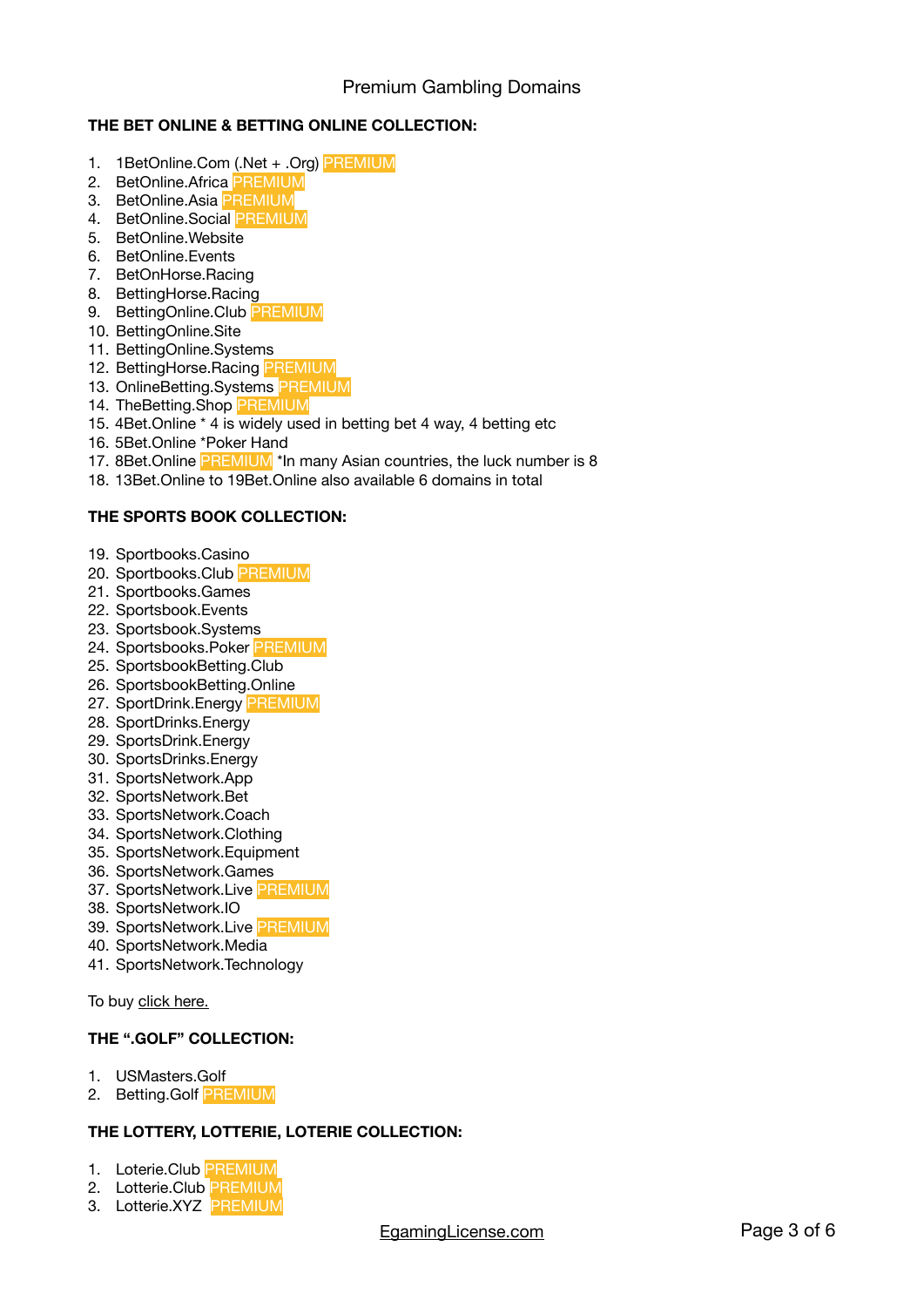Premium Gambling Domains

**THE BET ONLINE & BETTING ONLINE COLLECTION:**

1. 1BetOnline.Com (.Net + .Org) PREMIUM
2. BetOnline.Africa PREMIUM
3. BetOnline.Asia PREMIUM
4. BetOnline.Social PREMIUM
5. BetOnline.Website
6. BetOnline.Events
7. BetOnHorse.Racing
8. BettingHorse.Racing
9. BettingOnline.Club PREMIUM
10. BettingOnline.Site
11. BettingOnline.Systems
12. BettingHorse.Racing PREMIUM
13. OnlineBetting.Systems PREMIUM
14. TheBetting.Shop PREMIUM
15. 4Bet.Online * 4 is widely used in betting bet 4 way, 4 betting etc
16. 5Bet.Online *Poker Hand
17. 8Bet.Online PREMIUM *In many Asian countries, the luck number is 8
18. 13Bet.Online to 19Bet.Online also available 6 domains in total

**THE SPORTS BOOK COLLECTION:**

19. Sportbooks.Casino
20. Sportbooks.Club PREMIUM
21. Sportbooks.Games
22. Sportsbook.Events
23. Sportsbook.Systems
24. Sportsbooks.Poker PREMIUM
25. SportsbookBetting.Club
26. SportsbookBetting.Online
27. SportDrink.Energy PREMIUM
28. SportDrinks.Energy
29. SportsDrink.Energy
30. SportsDrinks.Energy
31. SportsNetwork.App
32. SportsNetwork.Bet
33. SportsNetwork.Coach
34. SportsNetwork.Clothing
35. SportsNetwork.Equipment
36. SportsNetwork.Games
37. SportsNetwork.Live PREMIUM
38. SportsNetwork.IO
39. SportsNetwork.Live PREMIUM
40. SportsNetwork.Media
41. SportsNetwork.Technology

To buy click here.

**THE ".GOLF" COLLECTION:**

1. USMasters.Golf
2. Betting.Golf PREMIUM

**THE LOTTERY, LOTTERIE, LOTERIE COLLECTION:**

1. Loterie.Club PREMIUM
2. Lotterie.Club PREMIUM
3. Lotterie.XYZ PREMIUM

EgamingLicense.com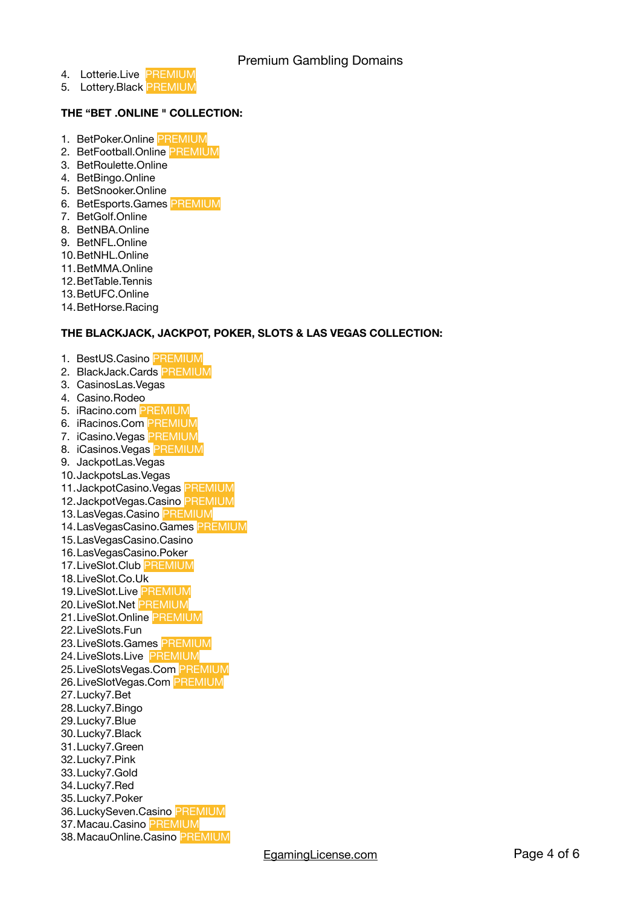4. Lotterie.Live PREMIUM
5. Lottery.Black PREMIUM

**THE "BET .ONLINE " COLLECTION:**

1. BetPoker.Online PREMIUM
2. BetFootball.Online PREMIUM
3. BetRoulette.Online
4. BetBingo.Online
5. BetSnooker.Online
6. BetEsports.Games PREMIUM
7. BetGolf.Online
8. BetNBA.Online
9. BetNFL.Online
10. BetNHL.Online
11. BetMMA.Online
12. BetTable.Tennis
13. BetUFC.Online
14. BetHorse.Racing

**THE BLACKJACK, JACKPOT, POKER, SLOTS & LAS VEGAS COLLECTION:**

1. BestUS.Casino PREMIUM
2. BlackJack.Cards PREMIUM
3. CasinosLas.Vegas
4. Casino.Rodeo
5. iRacino.com PREMIUM
6. iRacinos.Com PREMIUM
7. iCasino.Vegas PREMIUM
8. iCasinos.Vegas PREMIUM
9. JackpotLas.Vegas
10. JackpotsLas.Vegas
11. JackpotCasino.Vegas PREMIUM
12. JackpotVegas.Casino PREMIUM
13. LasVegas.Casino PREMIUM
14. LasVegasCasino.Games PREMIUM
15. LasVegasCasino.Casino
16. LasVegasCasino.Poker
17. LiveSlot.Club PREMIUM
18. LiveSlot.Co.Uk
19. LiveSlot.Live PREMIUM
20. LiveSlot.Net PREMIUM
21. LiveSlot.Online PREMIUM
22. LiveSlots.Fun
23. LiveSlots.Games PREMIUM
24. LiveSlots.Live PREMIUM
25. LiveSlotsVegas.Com PREMIUM
26. LiveSlotVegas.Com PREMIUM
27. Lucky7.Bet
28. Lucky7.Bingo
29. Lucky7.Blue
30. Lucky7.Black
31. Lucky7.Green
32. Lucky7.Pink
33. Lucky7.Gold
34. Lucky7.Red
35. Lucky7.Poker
36. LuckySeven.Casino PREMIUM
37. Macau.Casino PREMIUM
38. MacauOnline.Casino PREMIUM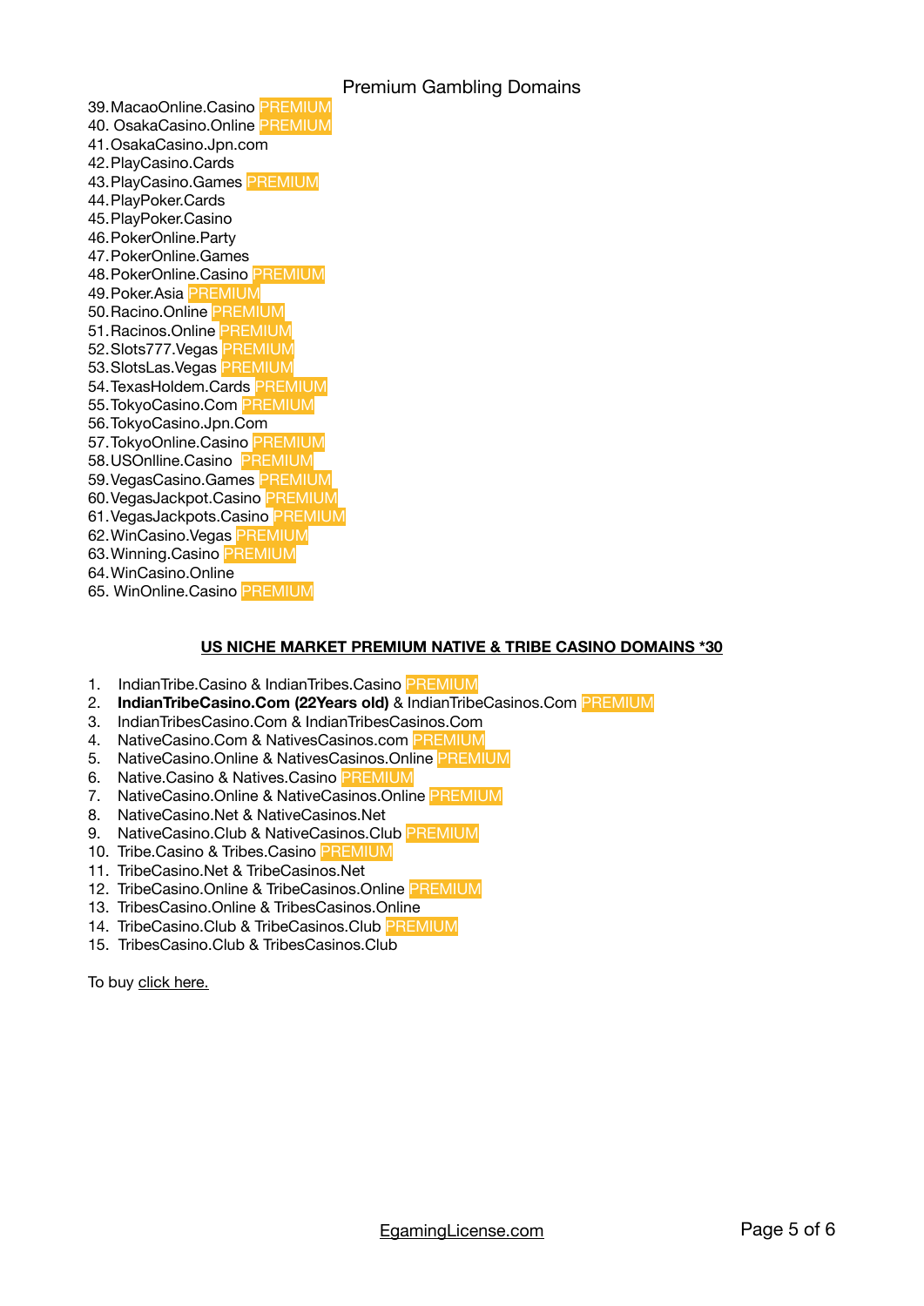Premium Gambling Domains

39. MacaoOnline.Casino PREMIUM
40. OsakaCasino.Online PREMIUM
41. OsakaCasino.Jpn.com
42. PlayCasino.Cards
43. PlayCasino.Games PREMIUM
44. PlayPoker.Cards
45. PlayPoker.Casino
46. PokerOnline.Party
47. PokerOnline.Games
48. PokerOnline.Casino PREMIUM
49. Poker.Asia PREMIUM
50. Racino.Online PREMIUM
51. Racinos.Online PREMIUM
52. Slots777.Vegas PREMIUM
53. SlotsLas.Vegas PREMIUM
54. TexasHoldem.Cards PREMIUM
55. TokyoCasino.Com PREMIUM
56. TokyoCasino.Jpn.Com
57. TokyoOnline.Casino PREMIUM
58. USOnlline.Casino PREMIUM
59. VegasCasino.Games PREMIUM
60. VegasJackpot.Casino PREMIUM
61. VegasJackpots.Casino PREMIUM
62. WinCasino.Vegas PREMIUM
63. Winning.Casino PREMIUM
64. WinCasino.Online
65. WinOnline.Casino PREMIUM

**US NICHE MARKET PREMIUM NATIVE & TRIBE CASINO DOMAINS *30**

1. IndianTribe.Casino & IndianTribes.Casino PREMIUM
2. **IndianTribeCasino.Com (22Years old)** & IndianTribeCasinos.Com PREMIUM
3. IndianTribesCasino.Com & IndianTribesCasinos.Com
4. NativeCasino.Com & NativesCasinos.com PREMIUM
5. NativeCasino.Online & NativesCasinos.Online PREMIUM
6. Native.Casino & Natives.Casino PREMIUM
7. NativeCasino.Online & NativeCasinos.Online PREMIUM
8. NativeCasino.Net & NativeCasinos.Net
9. NativeCasino.Club & NativeCasinos.Club PREMIUM
10. Tribe.Casino & Tribes.Casino PREMIUM
11. TribeCasino.Net & TribeCasinos.Net
12. TribeCasino.Online & TribeCasinos.Online PREMIUM
13. TribesCasino.Online & TribesCasinos.Online
14. TribeCasino.Club & TribeCasinos.Club PREMIUM
15. TribesCasino.Club & TribesCasinos.Club

To buy click here.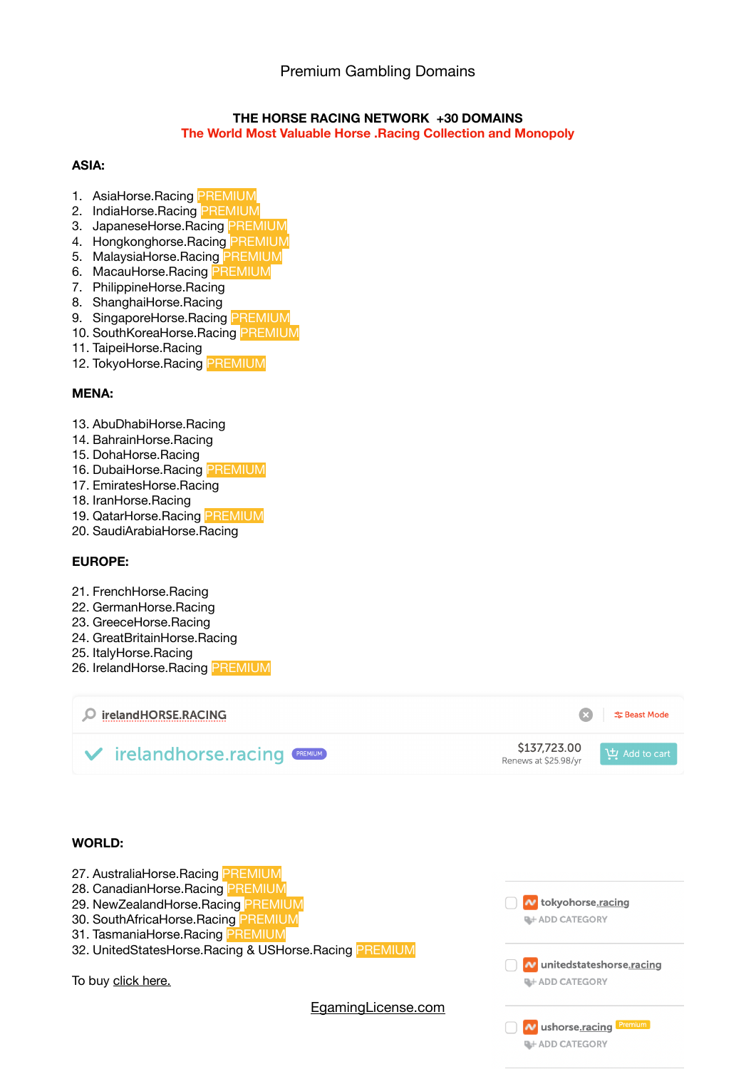Premium Gambling Domains

**THE HORSE RACING NETWORK +30 DOMAINS**

**The World Most Valuable Horse .Racing Collection and Monopoly**

**ASIA:**

1. AsiaHorse.Racing PREMIUM
2. IndiaHorse.Racing PREMIUM
3. JapaneseHorse.Racing PREMIUM
4. Hongkonghorse.Racing PREMIUM
5. MalaysiaHorse.Racing PREMIUM
6. MacauHorse.Racing PREMIUM
7. PhilippineHorse.Racing
8. ShanghaiHorse.Racing
9. SingaporeHorse.Racing PREMIUM
10. SouthKoreaHorse.Racing PREMIUM
11. TaipeiHorse.Racing
12. TokyoHorse.Racing PREMIUM

**MENA:**

13. AbuDhabiHorse.Racing
14. BahrainHorse.Racing
15. DohaHorse.Racing
16. DubaiHorse.Racing PREMIUM
17. EmiratesHorse.Racing
18. IranHorse.Racing
19. QatarHorse.Racing PREMIUM
20. SaudiArabiaHorse.Racing

**EUROPE:**

21. FrenchHorse.Racing
22. GermanHorse.Racing
23. GreeceHorse.Racing
24. GreatBritainHorse.Racing
25. ItalyHorse.Racing
26. IrelandHorse.Racing PREMIUM

irelandHORSE.RACING

Beast Mode

irelandhorse.racing PREMIUM $137,723.00 Renews at $25.98/yr Add to cart

**WORLD:**

27. AustraliaHorse.Racing PREMIUM
28. CanadianHorse.Racing PREMIUM
29. NewZealandHorse.Racing PREMIUM
30. SouthAfricaHorse.Racing PREMIUM
31. TasmaniaHorse.Racing PREMIUM
32. UnitedStatesHorse.Racing & USHorse.Racing PREMIUM

tokyohorse.racing
ADD CATEGORY

unitedstateshorse.racing
ADD CATEGORY

ushorse.racing Premium
ADD CATEGORY

To buy click here.

EgamingLicense.com